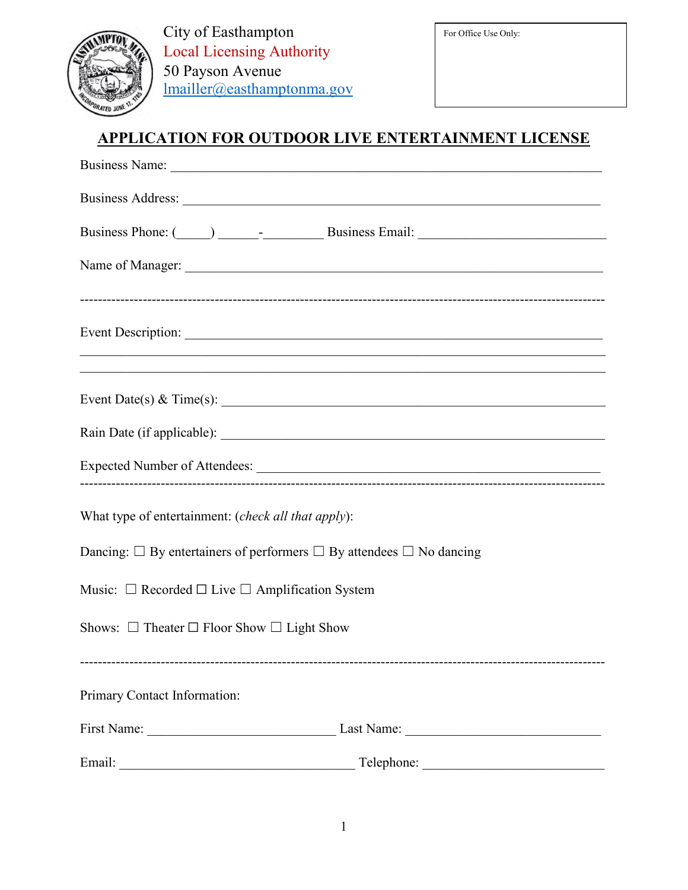City of Easthampton
Local Licensing Authority
50 Payson Avenue
lmailler@easthamptonma.gov

For Office Use Only:

# APPLICATION FOR OUTDOOR LIVE ENTERTAINMENT LICENSE

Business Name: ___________________________________________________________

Business Address: _________________________________________________________

Business Phone: (_____) ______-_________ Business Email: ____________________________

Name of Manager: _________________________________________________________

---

Event Description: _________________________________________________________

_______________________________________________________________________

_______________________________________________________________________

Event Date(s) & Time(s): ____________________________________________________

Rain Date (if applicable): ____________________________________________________

Expected Number of Attendees: _______________________________________________

---

What type of entertainment: (*check all that apply*):

Dancing: ☐ By entertainers of performers ☐ By attendees ☐ No dancing

Music: ☐ Recorded ☐ Live ☐ Amplification System

Shows: ☐ Theater ☐ Floor Show ☐ Light Show

---

Primary Contact Information:

First Name: ____________________________ Last Name: _____________________________

Email: ____________________________________ Telephone: ___________________________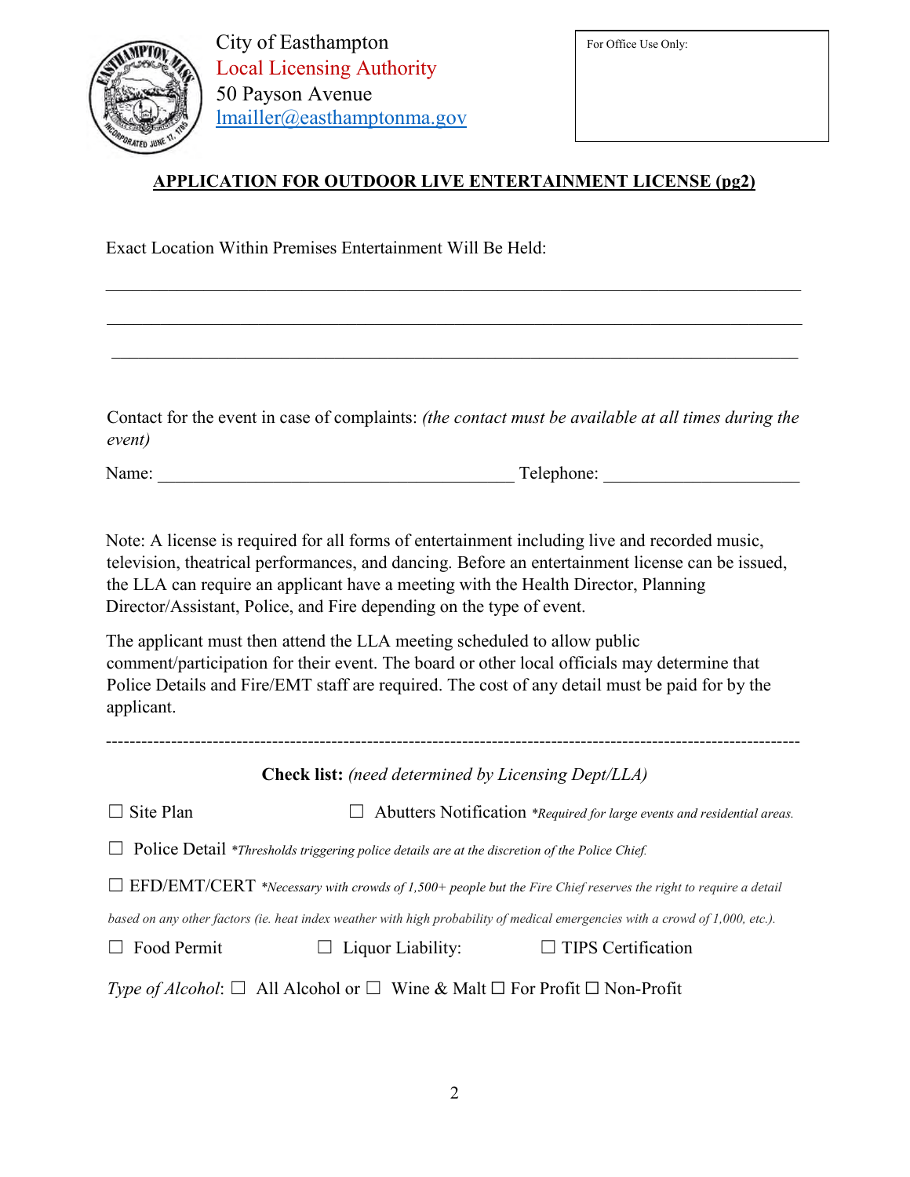City of Easthampton
Local Licensing Authority
50 Payson Avenue
lmailler@easthamptonma.gov

For Office Use Only:

## APPLICATION FOR OUTDOOR LIVE ENTERTAINMENT LICENSE (pg2)

Exact Location Within Premises Entertainment Will Be Held:

___________________________________________________________________________

___________________________________________________________________________

___________________________________________________________________________

Contact for the event in case of complaints: *(the contact must be available at all times during the event)*

Name: ________________________________________ Telephone: ____________________

Note: A license is required for all forms of entertainment including live and recorded music, television, theatrical performances, and dancing. Before an entertainment license can be issued, the LLA can require an applicant have a meeting with the Health Director, Planning Director/Assistant, Police, and Fire depending on the type of event.

The applicant must then attend the LLA meeting scheduled to allow public comment/participation for their event. The board or other local officials may determine that Police Details and Fire/EMT staff are required. The cost of any detail must be paid for by the applicant.

---

**Check list:** *(need determined by Licensing Dept/LLA)*

☐ Site Plan ☐ Abutters Notification *\*Required for large events and residential areas.*

☐ Police Detail *\*Thresholds triggering police details are at the discretion of the Police Chief.*

☐ EFD/EMT/CERT *\*Necessary with crowds of 1,500+ people but the Fire Chief reserves the right to require a detail based on any other factors (ie. heat index weather with high probability of medical emergencies with a crowd of 1,000, etc.).*

☐ Food Permit ☐ Liquor Liability: ☐ TIPS Certification

*Type of Alcohol*: ☐ All Alcohol or ☐ Wine & Malt ☐ For Profit ☐ Non-Profit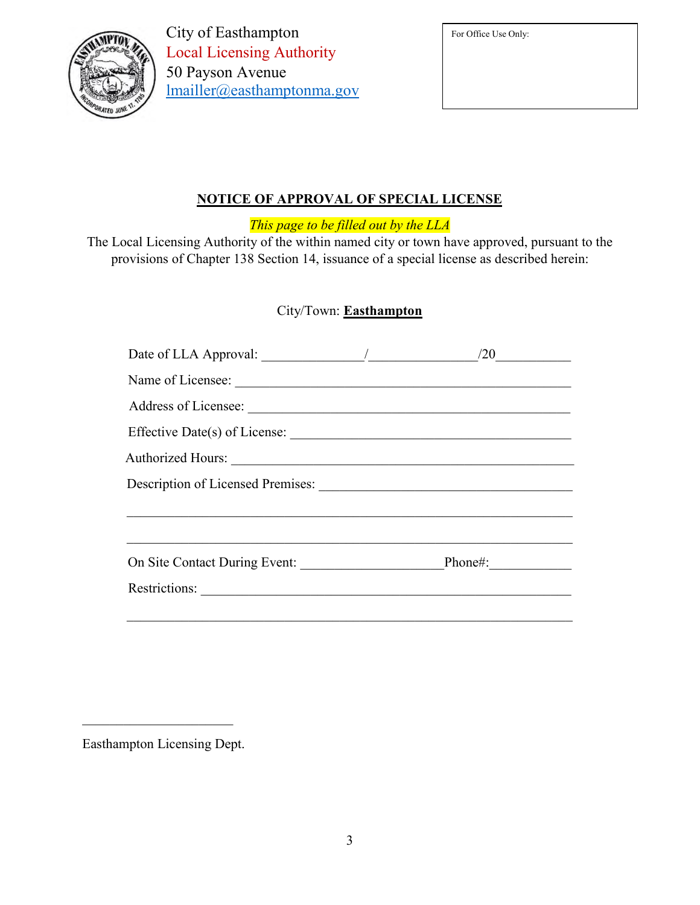City of Easthampton
Local Licensing Authority
50 Payson Avenue
lmailler@easthamptonma.gov

For Office Use Only:

## NOTICE OF APPROVAL OF SPECIAL LICENSE

*This page to be filled out by the LLA*

The Local Licensing Authority of the within named city or town have approved, pursuant to the provisions of Chapter 138 Section 14, issuance of a special license as described herein:

City/Town: **Easthampton**

Date of LLA Approval: ______________/_______________/20___________

Name of Licensee: __________________________________________________

Address of Licensee: ________________________________________________

Effective Date(s) of License: _________________________________________

Authorized Hours: ___________________________________________________

Description of Licensed Premises: _____________________________________

_____________________________________________________________________

_____________________________________________________________________

On Site Contact During Event: ____________________Phone#:____________

Restrictions: ________________________________________________________

_____________________________________________________________________

______________________

Easthampton Licensing Dept.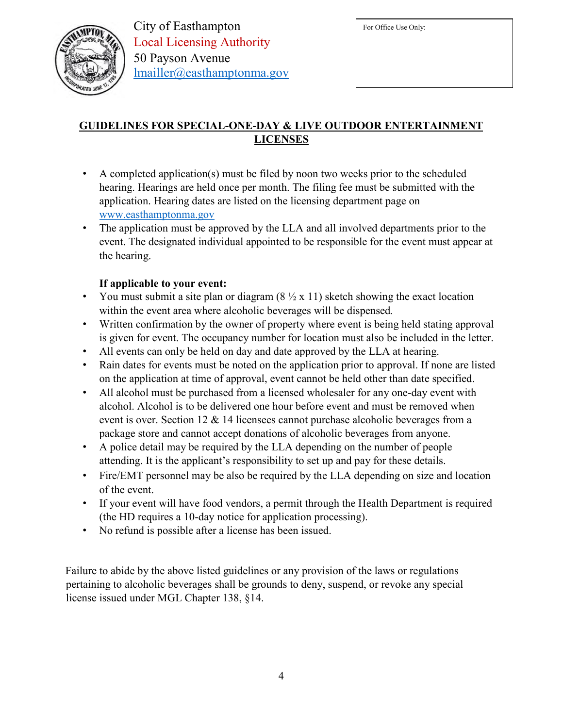City of Easthampton
Local Licensing Authority
50 Payson Avenue
lmailler@easthamptonma.gov

For Office Use Only:

## GUIDELINES FOR SPECIAL-ONE-DAY & LIVE OUTDOOR ENTERTAINMENT LICENSES

- A completed application(s) must be filed by noon two weeks prior to the scheduled hearing. Hearings are held once per month. The filing fee must be submitted with the application. Hearing dates are listed on the licensing department page on www.easthamptonma.gov
- The application must be approved by the LLA and all involved departments prior to the event. The designated individual appointed to be responsible for the event must appear at the hearing.

**If applicable to your event:**

- You must submit a site plan or diagram (8 ½ x 11) sketch showing the exact location within the event area where alcoholic beverages will be dispensed.
- Written confirmation by the owner of property where event is being held stating approval is given for event. The occupancy number for location must also be included in the letter.
- All events can only be held on day and date approved by the LLA at hearing.
- Rain dates for events must be noted on the application prior to approval. If none are listed on the application at time of approval, event cannot be held other than date specified.
- All alcohol must be purchased from a licensed wholesaler for any one-day event with alcohol. Alcohol is to be delivered one hour before event and must be removed when event is over. Section 12 & 14 licensees cannot purchase alcoholic beverages from a package store and cannot accept donations of alcoholic beverages from anyone.
- A police detail may be required by the LLA depending on the number of people attending. It is the applicant's responsibility to set up and pay for these details.
- Fire/EMT personnel may be also be required by the LLA depending on size and location of the event.
- If your event will have food vendors, a permit through the Health Department is required (the HD requires a 10-day notice for application processing).
- No refund is possible after a license has been issued.

Failure to abide by the above listed guidelines or any provision of the laws or regulations pertaining to alcoholic beverages shall be grounds to deny, suspend, or revoke any special license issued under MGL Chapter 138, §14.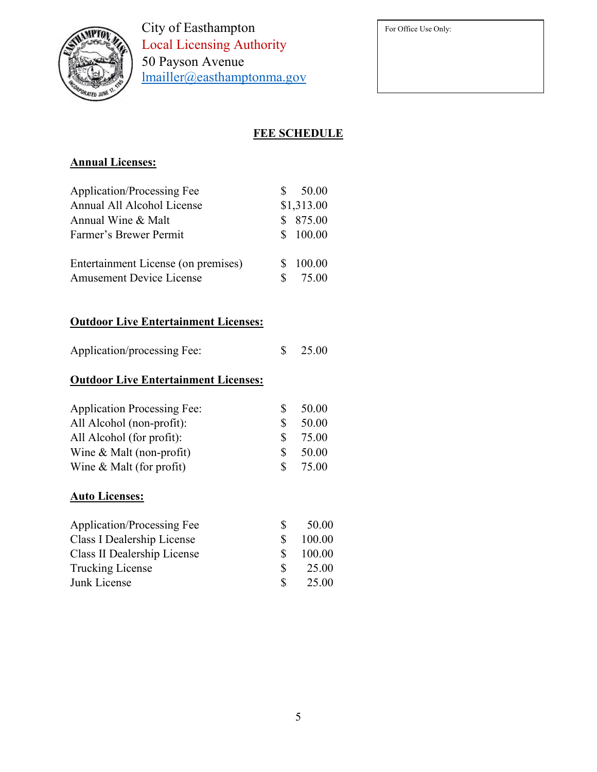City of Easthampton
Local Licensing Authority
50 Payson Avenue
lmailler@easthamptonma.gov

For Office Use Only:

## FEE SCHEDULE

### Annual Licenses:

| | |
|---|---|
| Application/Processing Fee | $ 50.00 |
| Annual All Alcohol License | $1,313.00 |
| Annual Wine & Malt | $ 875.00 |
| Farmer's Brewer Permit | $ 100.00 |
| Entertainment License (on premises) | $ 100.00 |
| Amusement Device License | $ 75.00 |

### Outdoor Live Entertainment Licenses:

| | |
|---|---|
| Application/processing Fee: | $ 25.00 |

### Outdoor Live Entertainment Licenses:

| | |
|---|---|
| Application Processing Fee: | $ 50.00 |
| All Alcohol (non-profit): | $ 50.00 |
| All Alcohol (for profit): | $ 75.00 |
| Wine & Malt (non-profit) | $ 50.00 |
| Wine & Malt (for profit) | $ 75.00 |

### Auto Licenses:

| | |
|---|---|
| Application/Processing Fee | $ 50.00 |
| Class I Dealership License | $ 100.00 |
| Class II Dealership License | $ 100.00 |
| Trucking License | $ 25.00 |
| Junk License | $ 25.00 |